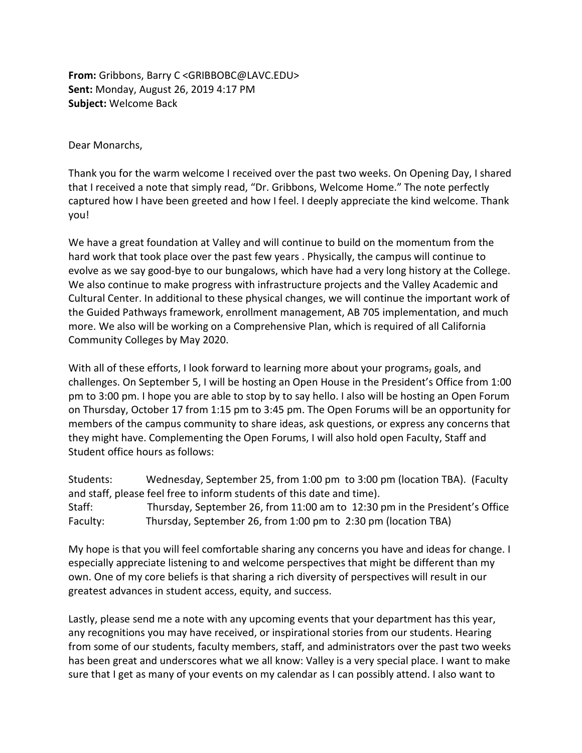**From:** Gribbons, Barry C <GRIBBOBC@LAVC.EDU>
**Sent:** Monday, August 26, 2019 4:17 PM
**Subject:** Welcome Back

Dear Monarchs,

Thank you for the warm welcome I received over the past two weeks. On Opening Day, I shared that I received a note that simply read, "Dr. Gribbons, Welcome Home." The note perfectly captured how I have been greeted and how I feel. I deeply appreciate the kind welcome. Thank you!

We have a great foundation at Valley and will continue to build on the momentum from the hard work that took place over the past few years . Physically, the campus will continue to evolve as we say good-bye to our bungalows, which have had a very long history at the College. We also continue to make progress with infrastructure projects and the Valley Academic and Cultural Center. In additional to these physical changes, we will continue the important work of the Guided Pathways framework, enrollment management, AB 705 implementation, and much more. We also will be working on a Comprehensive Plan, which is required of all California Community Colleges by May 2020.

With all of these efforts, I look forward to learning more about your programs, goals, and challenges. On September 5, I will be hosting an Open House in the President's Office from 1:00 pm to 3:00 pm. I hope you are able to stop by to say hello. I also will be hosting an Open Forum on Thursday, October 17 from 1:15 pm to 3:45 pm. The Open Forums will be an opportunity for members of the campus community to share ideas, ask questions, or express any concerns that they might have. Complementing the Open Forums, I will also hold open Faculty, Staff and Student office hours as follows:

Students: Wednesday, September 25, from 1:00 pm to 3:00 pm (location TBA). (Faculty and staff, please feel free to inform students of this date and time).
Staff: Thursday, September 26, from 11:00 am to 12:30 pm in the President's Office
Faculty: Thursday, September 26, from 1:00 pm to 2:30 pm (location TBA)

My hope is that you will feel comfortable sharing any concerns you have and ideas for change. I especially appreciate listening to and welcome perspectives that might be different than my own. One of my core beliefs is that sharing a rich diversity of perspectives will result in our greatest advances in student access, equity, and success.

Lastly, please send me a note with any upcoming events that your department has this year, any recognitions you may have received, or inspirational stories from our students. Hearing from some of our students, faculty members, staff, and administrators over the past two weeks has been great and underscores what we all know: Valley is a very special place. I want to make sure that I get as many of your events on my calendar as I can possibly attend. I also want to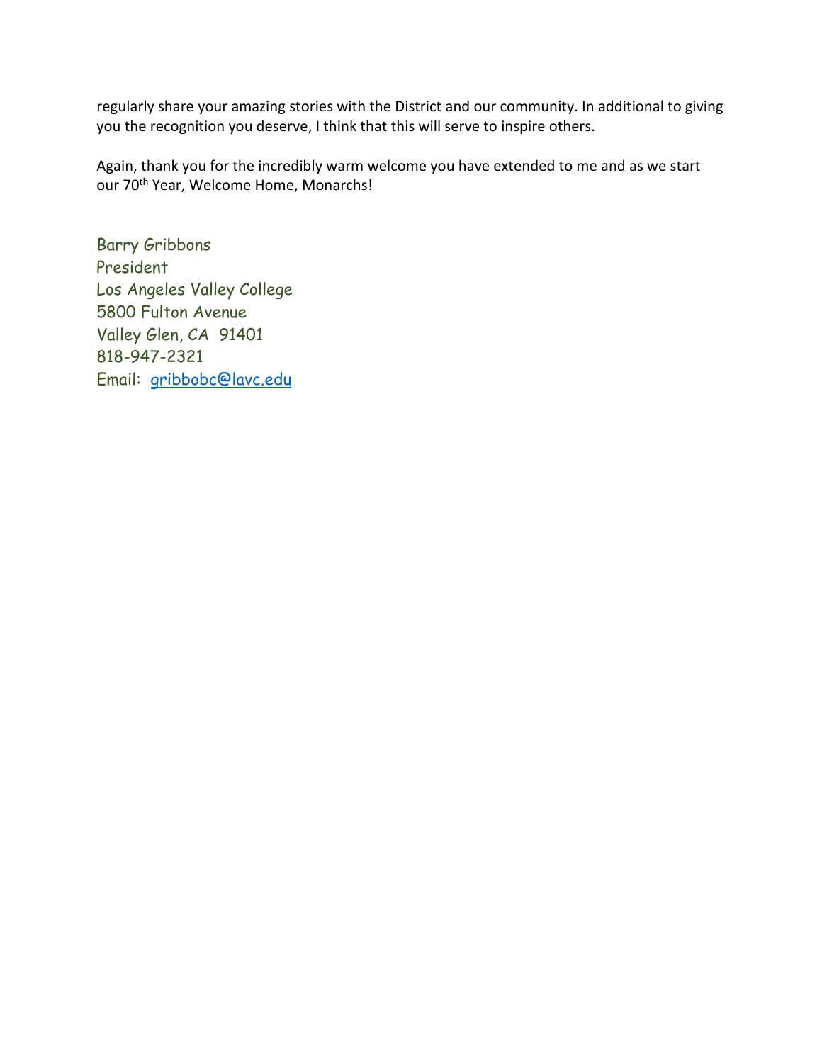regularly share your amazing stories with the District and our community. In additional to giving you the recognition you deserve, I think that this will serve to inspire others.

Again, thank you for the incredibly warm welcome you have extended to me and as we start our 70th Year, Welcome Home, Monarchs!

Barry Gribbons
President
Los Angeles Valley College
5800 Fulton Avenue
Valley Glen, CA 91401
818-947-2321
Email: gribbobc@lavc.edu